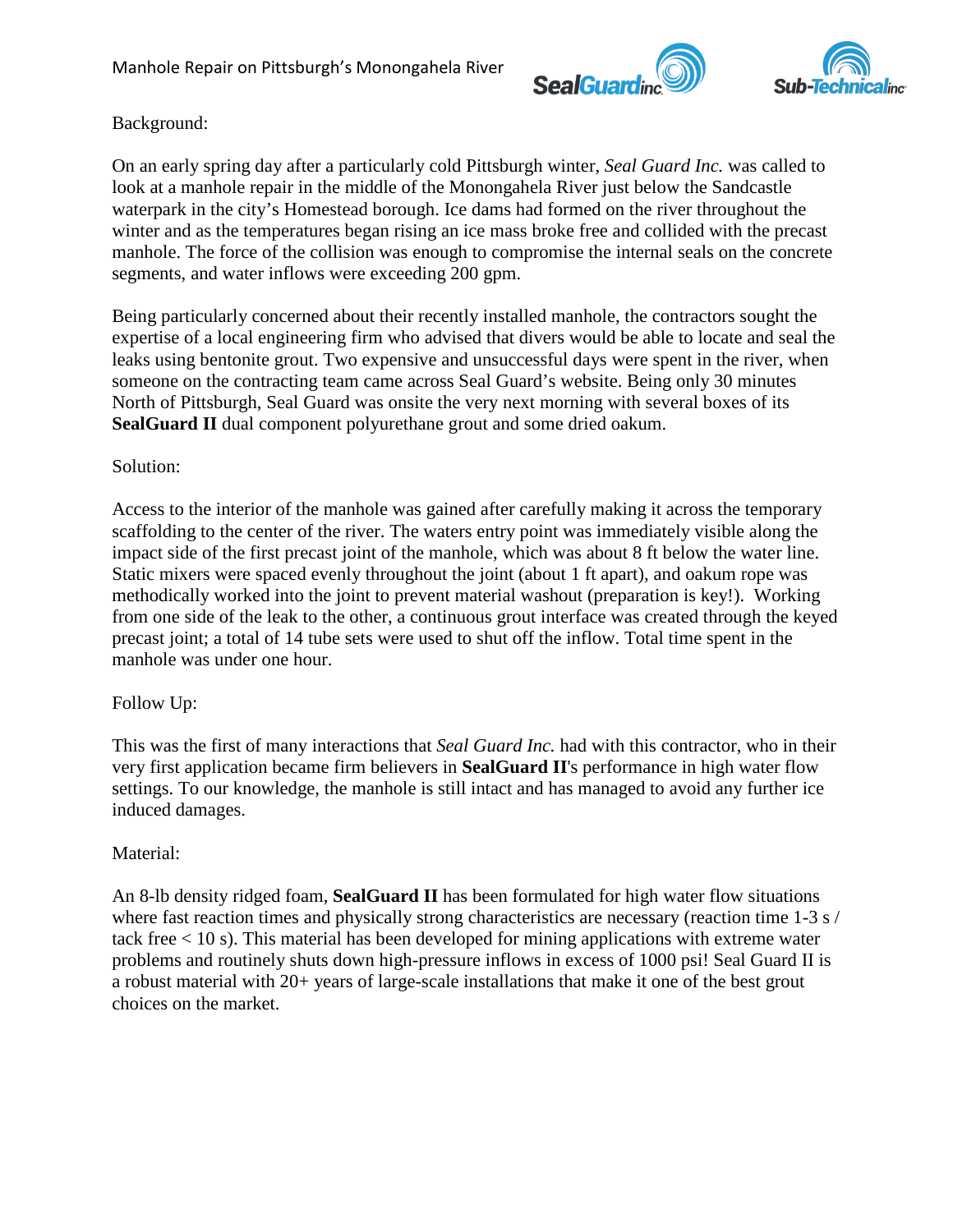# Manhole Repair on Pittsburgh's Monongahela River

## Background:

On an early spring day after a particularly cold Pittsburgh winter, *Seal Guard Inc.* was called to look at a manhole repair in the middle of the Monongahela River just below the Sandcastle waterpark in the city's Homestead borough. Ice dams had formed on the river throughout the winter and as the temperatures began rising an ice mass broke free and collided with the precast manhole. The force of the collision was enough to compromise the internal seals on the concrete segments, and water inflows were exceeding 200 gpm.

Being particularly concerned about their recently installed manhole, the contractors sought the expertise of a local engineering firm who advised that divers would be able to locate and seal the leaks using bentonite grout. Two expensive and unsuccessful days were spent in the river, when someone on the contracting team came across Seal Guard's website. Being only 30 minutes North of Pittsburgh, Seal Guard was onsite the very next morning with several boxes of its **SealGuard II** dual component polyurethane grout and some dried oakum.

## Solution:

Access to the interior of the manhole was gained after carefully making it across the temporary scaffolding to the center of the river. The waters entry point was immediately visible along the impact side of the first precast joint of the manhole, which was about 8 ft below the water line. Static mixers were spaced evenly throughout the joint (about 1 ft apart), and oakum rope was methodically worked into the joint to prevent material washout (preparation is key!). Working from one side of the leak to the other, a continuous grout interface was created through the keyed precast joint; a total of 14 tube sets were used to shut off the inflow. Total time spent in the manhole was under one hour.

## Follow Up:

This was the first of many interactions that *Seal Guard Inc.* had with this contractor, who in their very first application became firm believers in **SealGuard II**'s performance in high water flow settings. To our knowledge, the manhole is still intact and has managed to avoid any further ice induced damages.

## Material:

An 8-lb density ridged foam, **SealGuard II** has been formulated for high water flow situations where fast reaction times and physically strong characteristics are necessary (reaction time 1-3 s / tack free < 10 s). This material has been developed for mining applications with extreme water problems and routinely shuts down high-pressure inflows in excess of 1000 psi! Seal Guard II is a robust material with 20+ years of large-scale installations that make it one of the best grout choices on the market.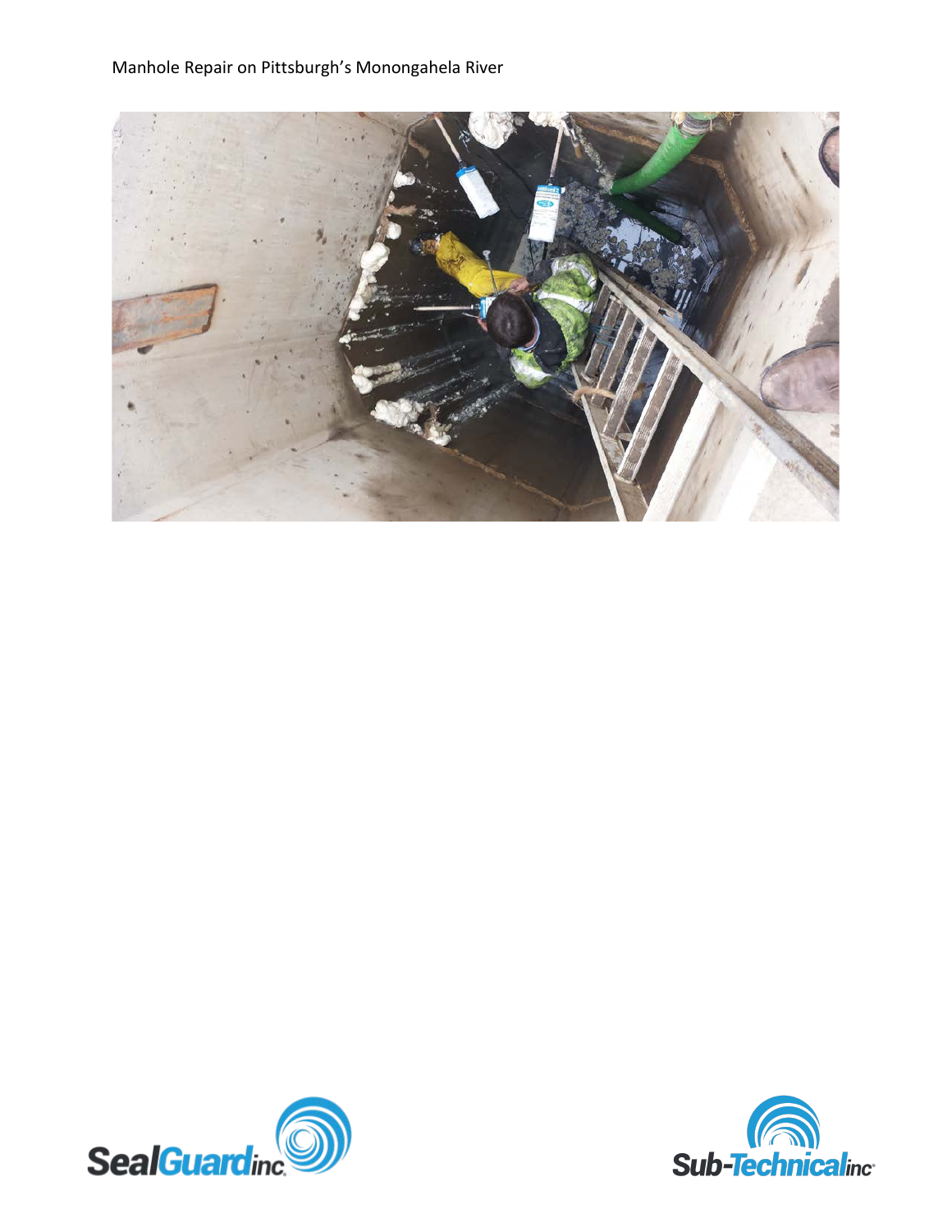Manhole Repair on Pittsburgh's Monongahela River